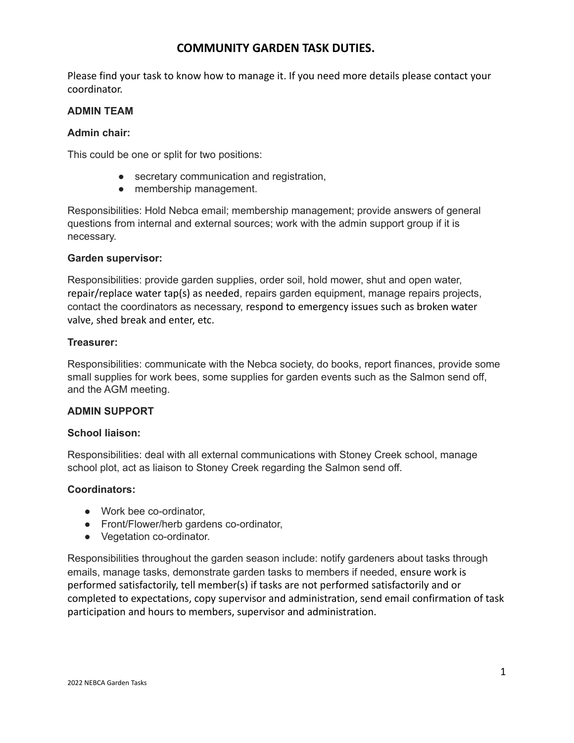# COMMUNITY GARDEN TASK DUTIES.

Please find your task to know how to manage it. If you need more details please contact your coordinator.

## ADMIN TEAM

### Admin chair:

This could be one or split for two positions:

- secretary communication and registration,
- membership management.

Responsibilities: Hold Nebca email; membership management; provide answers of general questions from internal and external sources; work with the admin support group if it is necessary.

### Garden supervisor:

Responsibilities: provide garden supplies, order soil, hold mower, shut and open water, repair/replace water tap(s) as needed, repairs garden equipment, manage repairs projects, contact the coordinators as necessary, respond to emergency issues such as broken water valve, shed break and enter, etc.

### Treasurer:

Responsibilities: communicate with the Nebca society, do books, report finances, provide some small supplies for work bees, some supplies for garden events such as the Salmon send off, and the AGM meeting.

## ADMIN SUPPORT

### School liaison:

Responsibilities: deal with all external communications with Stoney Creek school, manage school plot, act as liaison to Stoney Creek regarding the Salmon send off.

### Coordinators:

- Work bee co-ordinator,
- Front/Flower/herb gardens co-ordinator,
- Vegetation co-ordinator.

Responsibilities throughout the garden season include: notify gardeners about tasks through emails, manage tasks, demonstrate garden tasks to members if needed, ensure work is performed satisfactorily, tell member(s) if tasks are not performed satisfactorily and or completed to expectations, copy supervisor and administration, send email confirmation of task participation and hours to members, supervisor and administration.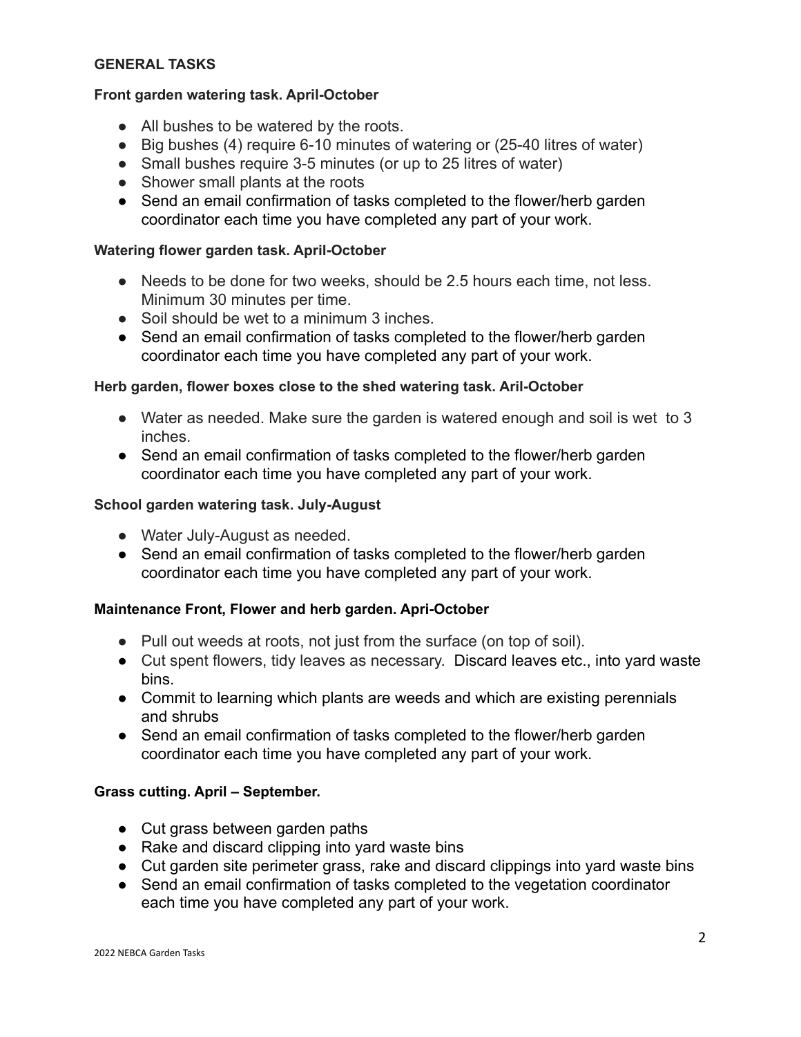## GENERAL TASKS

### Front garden watering task. April-October

- All bushes to be watered by the roots.
- Big bushes (4) require 6-10 minutes of watering or (25-40 litres of water)
- Small bushes require 3-5 minutes (or up to 25 litres of water)
- Shower small plants at the roots
- Send an email confirmation of tasks completed to the flower/herb garden coordinator each time you have completed any part of your work.

### Watering flower garden task. April-October

- Needs to be done for two weeks, should be 2.5 hours each time, not less. Minimum 30 minutes per time.
- Soil should be wet to a minimum 3 inches.
- Send an email confirmation of tasks completed to the flower/herb garden coordinator each time you have completed any part of your work.

### Herb garden, flower boxes close to the shed watering task. Aril-October

- Water as needed. Make sure the garden is watered enough and soil is wet to 3 inches.
- Send an email confirmation of tasks completed to the flower/herb garden coordinator each time you have completed any part of your work.

### School garden watering task. July-August

- Water July-August as needed.
- Send an email confirmation of tasks completed to the flower/herb garden coordinator each time you have completed any part of your work.

### Maintenance Front, Flower and herb garden. Apri-October

- Pull out weeds at roots, not just from the surface (on top of soil).
- Cut spent flowers, tidy leaves as necessary. Discard leaves etc., into yard waste bins.
- Commit to learning which plants are weeds and which are existing perennials and shrubs
- Send an email confirmation of tasks completed to the flower/herb garden coordinator each time you have completed any part of your work.

### Grass cutting. April – September.

- Cut grass between garden paths
- Rake and discard clipping into yard waste bins
- Cut garden site perimeter grass, rake and discard clippings into yard waste bins
- Send an email confirmation of tasks completed to the vegetation coordinator each time you have completed any part of your work.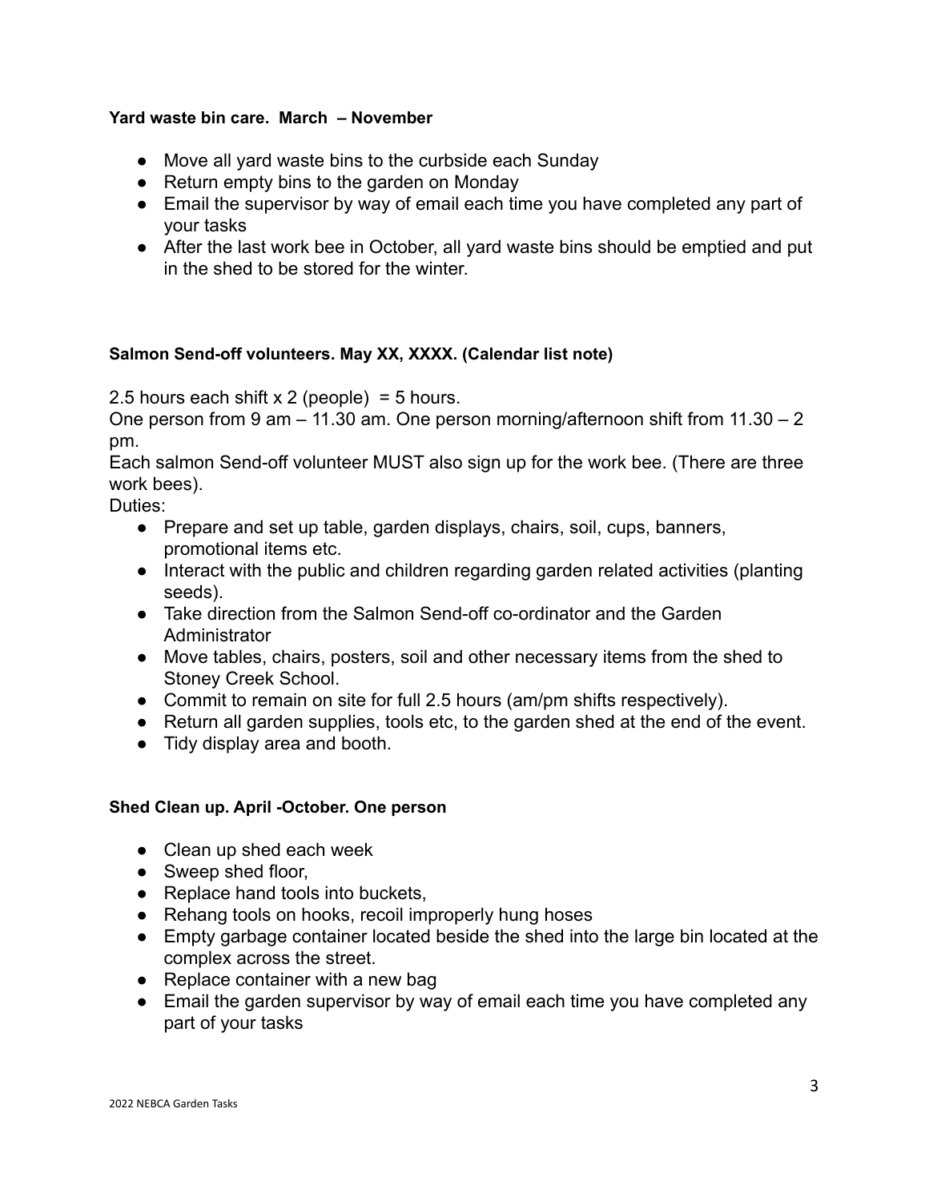**Yard waste bin care.  March  – November**

- Move all yard waste bins to the curbside each Sunday
- Return empty bins to the garden on Monday
- Email the supervisor by way of email each time you have completed any part of your tasks
- After the last work bee in October, all yard waste bins should be emptied and put in the shed to be stored for the winter.

**Salmon Send-off volunteers. May XX, XXXX. (Calendar list note)**

2.5 hours each shift x 2 (people)  = 5 hours.
One person from 9 am – 11.30 am. One person morning/afternoon shift from 11.30 – 2 pm.
Each salmon Send-off volunteer MUST also sign up for the work bee. (There are three work bees).
Duties:

- Prepare and set up table, garden displays, chairs, soil, cups, banners, promotional items etc.
- Interact with the public and children regarding garden related activities (planting seeds).
- Take direction from the Salmon Send-off co-ordinator and the Garden Administrator
- Move tables, chairs, posters, soil and other necessary items from the shed to Stoney Creek School.
- Commit to remain on site for full 2.5 hours (am/pm shifts respectively).
- Return all garden supplies, tools etc, to the garden shed at the end of the event.
- Tidy display area and booth.

**Shed Clean up. April -October. One person**

- Clean up shed each week
- Sweep shed floor,
- Replace hand tools into buckets,
- Rehang tools on hooks, recoil improperly hung hoses
- Empty garbage container located beside the shed into the large bin located at the complex across the street.
- Replace container with a new bag
- Email the garden supervisor by way of email each time you have completed any part of your tasks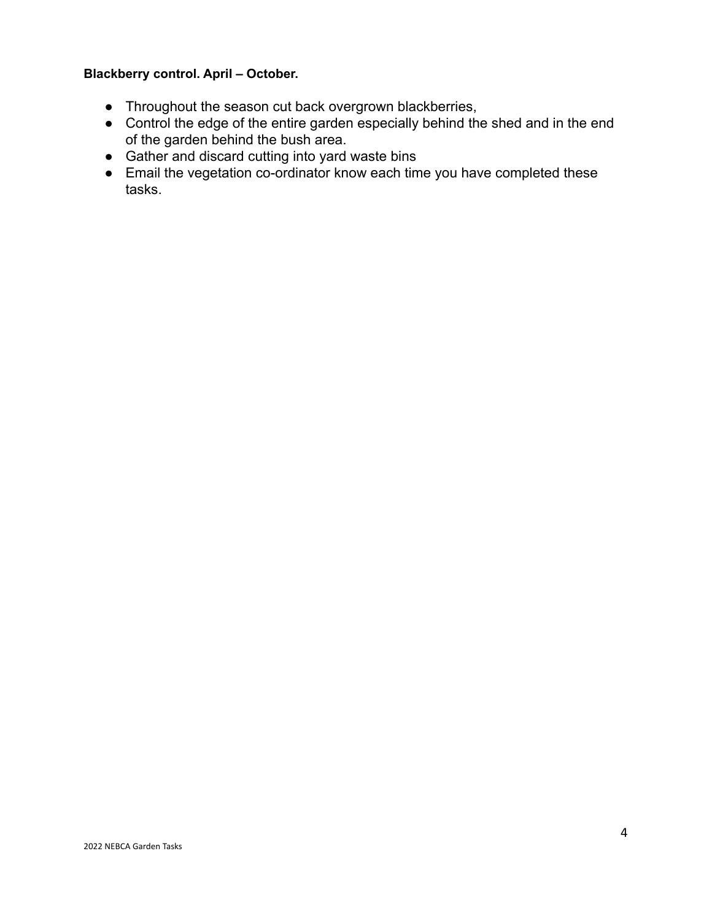**Blackberry control. April – October.**

- Throughout the season cut back overgrown blackberries,
- Control the edge of the entire garden especially behind the shed and in the end of the garden behind the bush area.
- Gather and discard cutting into yard waste bins
- Email the vegetation co-ordinator know each time you have completed these tasks.